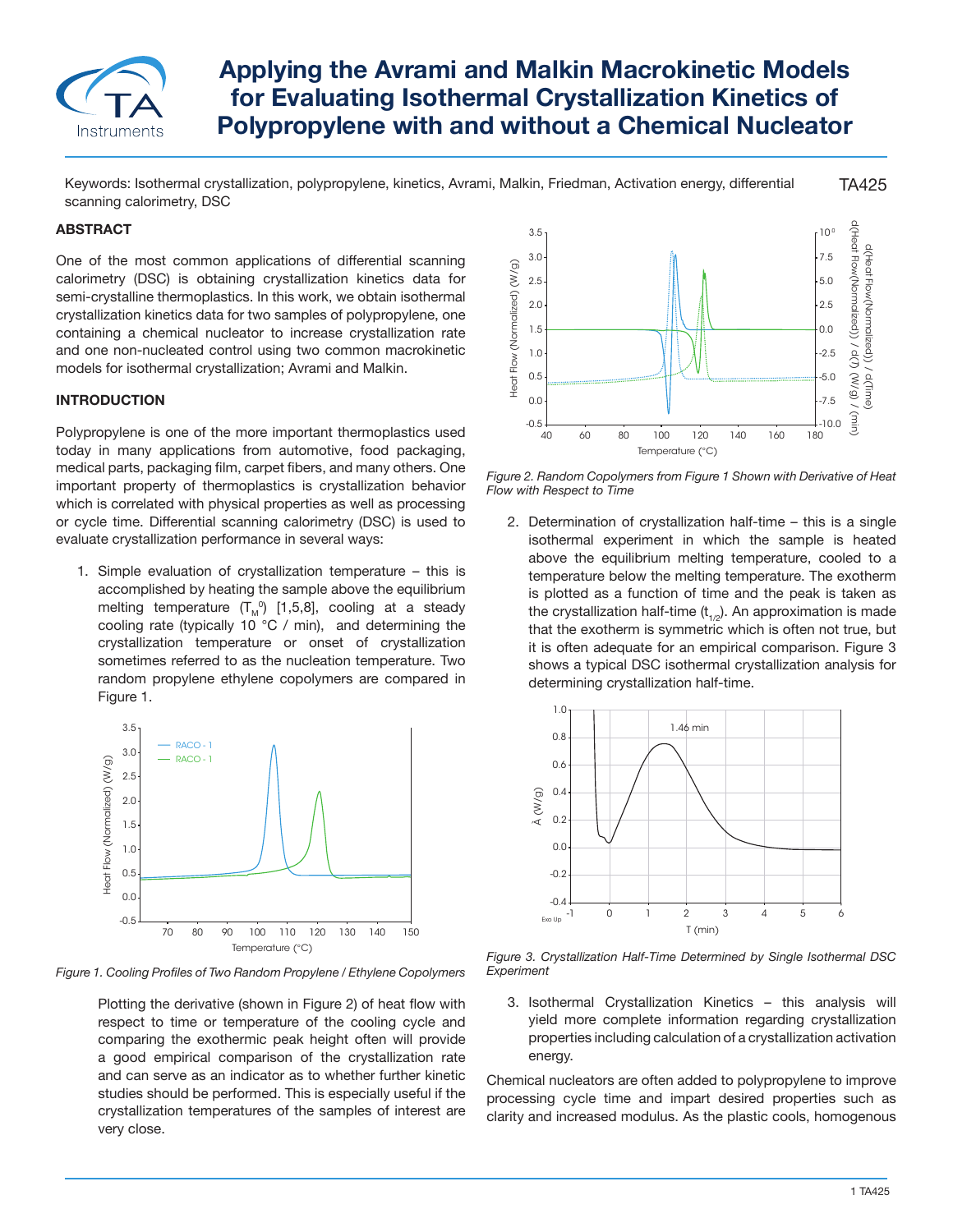# Applying the Avrami and Malkin Macrokinetic Models for Evaluating Isothermal Crystallization Kinetics of Polypropylene with and without a Chemical Nucleator

Keywords: Isothermal crystallization, polypropylene, kinetics, Avrami, Malkin, Friedman, Activation energy, differential scanning calorimetry, DSC

TA425

## ABSTRACT

One of the most common applications of differential scanning calorimetry (DSC) is obtaining crystallization kinetics data for semi-crystalline thermoplastics. In this work, we obtain isothermal crystallization kinetics data for two samples of polypropylene, one containing a chemical nucleator to increase crystallization rate and one non-nucleated control using two common macrokinetic models for isothermal crystallization; Avrami and Malkin.

## INTRODUCTION

Polypropylene is one of the more important thermoplastics used today in many applications from automotive, food packaging, medical parts, packaging film, carpet fibers, and many others. One important property of thermoplastics is crystallization behavior which is correlated with physical properties as well as processing or cycle time. Differential scanning calorimetry (DSC) is used to evaluate crystallization performance in several ways:

1. Simple evaluation of crystallization temperature – this is accomplished by heating the sample above the equilibrium melting temperature ($T_M^0$) [1,5,8], cooling at a steady cooling rate (typically 10 °C / min), and determining the crystallization temperature or onset of crystallization sometimes referred to as the nucleation temperature. Two random propylene ethylene copolymers are compared in Figure 1.

Heat Flow (Normalized) (W/g)
RACO - 1
RACO - 1
Temperature (°C)

*Figure 1. Cooling Profiles of Two Random Propylene / Ethylene Copolymers*

Plotting the derivative (shown in Figure 2) of heat flow with respect to time or temperature of the cooling cycle and comparing the exothermic peak height often will provide a good empirical comparison of the crystallization rate and can serve as an indicator as to whether further kinetic studies should be performed. This is especially useful if the crystallization temperatures of the samples of interest are very close.

Heat Flow (Normalized) (W/g)
d(Heat Flow(Normalized)) / d(Time)
d(Heat Flow(Normalized)) / d(T) (W/g) / (min)
Temperature (°C)

*Figure 2. Random Copolymers from Figure 1 Shown with Derivative of Heat Flow with Respect to Time*

2. Determination of crystallization half-time – this is a single isothermal experiment in which the sample is heated above the equilibrium melting temperature, cooled to a temperature below the melting temperature. The exotherm is plotted as a function of time and the peak is taken as the crystallization half-time ($t_{1/2}$). An approximation is made that the exotherm is symmetric which is often not true, but it is often adequate for an empirical comparison. Figure 3 shows a typical DSC isothermal crystallization analysis for determining crystallization half-time.

1.46 min
Á (W/g)
Exo Up
T (min)

*Figure 3. Crystallization Half-Time Determined by Single Isothermal DSC Experiment*

3. Isothermal Crystallization Kinetics – this analysis will yield more complete information regarding crystallization properties including calculation of a crystallization activation energy.

Chemical nucleators are often added to polypropylene to improve processing cycle time and impart desired properties such as clarity and increased modulus. As the plastic cools, homogenous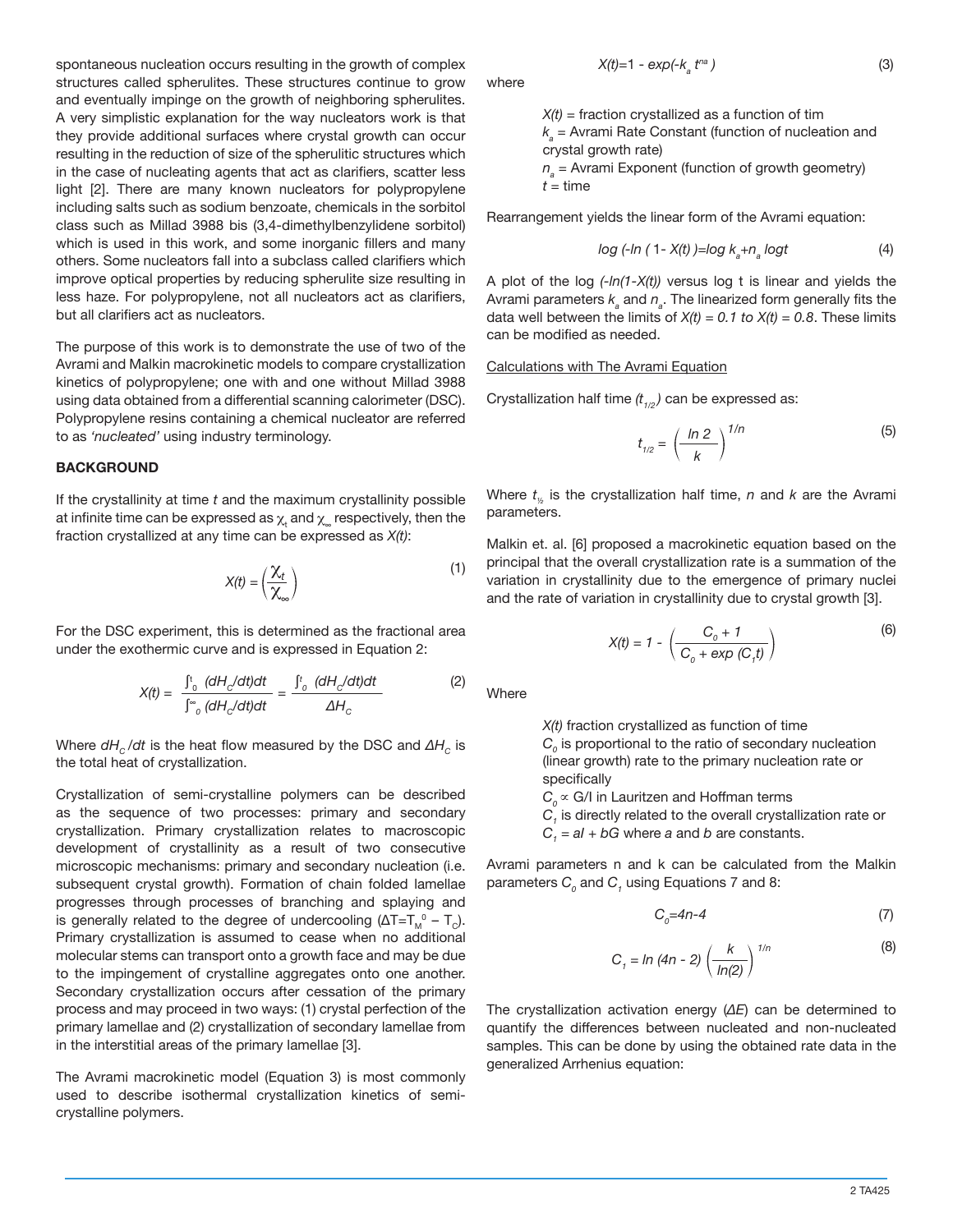spontaneous nucleation occurs resulting in the growth of complex structures called spherulites. These structures continue to grow and eventually impinge on the growth of neighboring spherulites. A very simplistic explanation for the way nucleators work is that they provide additional surfaces where crystal growth can occur resulting in the reduction of size of the spherulitic structures which in the case of nucleating agents that act as clarifiers, scatter less light [2]. There are many known nucleators for polypropylene including salts such as sodium benzoate, chemicals in the sorbitol class such as Millad 3988 bis (3,4-dimethylbenzylidene sorbitol) which is used in this work, and some inorganic fillers and many others. Some nucleators fall into a subclass called clarifiers which improve optical properties by reducing spherulite size resulting in less haze. For polypropylene, not all nucleators act as clarifiers, but all clarifiers act as nucleators.

The purpose of this work is to demonstrate the use of two of the Avrami and Malkin macrokinetic models to compare crystallization kinetics of polypropylene; one with and one without Millad 3988 using data obtained from a differential scanning calorimeter (DSC). Polypropylene resins containing a chemical nucleator are referred to as *'nucleated'* using industry terminology.

## BACKGROUND

If the crystallinity at time *t* and the maximum crystallinity possible at infinite time can be expressed as $\chi_t$ and $\chi_\infty$ respectively, then the fraction crystallized at any time can be expressed as $X(t)$:

$$X(t) = \left(\frac{\chi_t}{\chi_\infty}\right) \tag{1}$$

For the DSC experiment, this is determined as the fractional area under the exothermic curve and is expressed in Equation 2:

$$X(t) = \frac{\int_0^t (dH_C/dt)dt}{\int_0^\infty (dH_C/dt)dt} = \frac{\int_0^t (dH_C/dt)dt}{\Delta H_C} \tag{2}$$

Where $dH_C/dt$ is the heat flow measured by the DSC and $\Delta H_C$ is the total heat of crystallization.

Crystallization of semi-crystalline polymers can be described as the sequence of two processes: primary and secondary crystallization. Primary crystallization relates to macroscopic development of crystallinity as a result of two consecutive microscopic mechanisms: primary and secondary nucleation (i.e. subsequent crystal growth). Formation of chain folded lamellae progresses through processes of branching and splaying and is generally related to the degree of undercooling ($\Delta T = T_M^0 - T_C$). Primary crystallization is assumed to cease when no additional molecular stems can transport onto a growth face and may be due to the impingement of crystalline aggregates onto one another. Secondary crystallization occurs after cessation of the primary process and may proceed in two ways: (1) crystal perfection of the primary lamellae and (2) crystallization of secondary lamellae from in the interstitial areas of the primary lamellae [3].

The Avrami macrokinetic model (Equation 3) is most commonly used to describe isothermal crystallization kinetics of semi-crystalline polymers.

$$X(t) = 1 - exp(-k_a t^{n_a}) \tag{3}$$

where

$X(t)$ = fraction crystallized as a function of tim
$k_a$ = Avrami Rate Constant (function of nucleation and crystal growth rate)
$n_a$ = Avrami Exponent (function of growth geometry)
$t$ = time

Rearrangement yields the linear form of the Avrami equation:

$$log(-ln(1 - X(t))) = log\, k_a + n_a\, log t \tag{4}$$

A plot of the log $(-ln(1-X(t)))$ versus log t is linear and yields the Avrami parameters $k_a$ and $n_a$. The linearized form generally fits the data well between the limits of $X(t) = 0.1$ *to* $X(t) = 0.8$. These limits can be modified as needed.

Calculations with The Avrami Equation

Crystallization half time $(t_{1/2})$ can be expressed as:

$$t_{1/2} = \left(\frac{ln\,2}{k}\right)^{1/n} \tag{5}$$

Where $t_{½}$ is the crystallization half time, *n* and *k* are the Avrami parameters.

Malkin et. al. [6] proposed a macrokinetic equation based on the principal that the overall crystallization rate is a summation of the variation in crystallinity due to the emergence of primary nuclei and the rate of variation in crystallinity due to crystal growth [3].

$$X(t) = 1 - \left(\frac{C_0 + 1}{C_0 + exp\,(C_1 t)}\right) \tag{6}$$

Where

$X(t)$ fraction crystallized as function of time
$C_0$ is proportional to the ratio of secondary nucleation (linear growth) rate to the primary nucleation rate or specifically
$C_0 \propto G/I$ in Lauritzen and Hoffman terms
$C_1$ is directly related to the overall crystallization rate or
$C_1 = aI + bG$ where *a* and *b* are constants.

Avrami parameters n and k can be calculated from the Malkin parameters $C_0$ and $C_1$ using Equations 7 and 8:

$$C_0 = 4n - 4 \tag{7}$$

$$C_1 = ln\,(4n - 2)\left(\frac{k}{ln(2)}\right)^{1/n} \tag{8}$$

The crystallization activation energy ($\Delta E$) can be determined to quantify the differences between nucleated and non-nucleated samples. This can be done by using the obtained rate data in the generalized Arrhenius equation: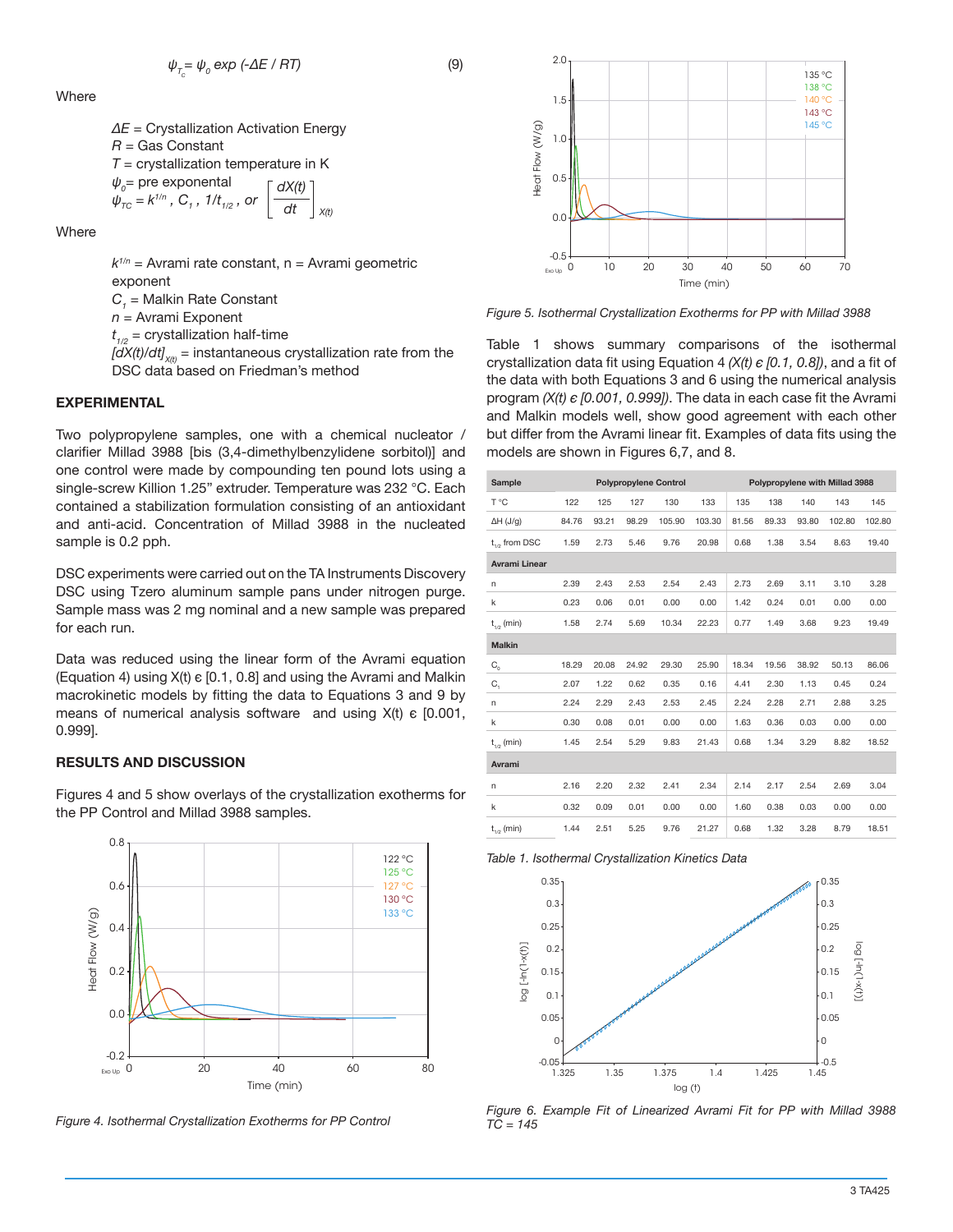$$\psi_{T_c} = \psi_0 \exp(-\Delta E / RT) \tag{9}$$

Where

$\Delta E$ = Crystallization Activation Energy
$R$ = Gas Constant
$T$ = crystallization temperature in K
$\psi_0$ = pre exponental
$\psi_{TC} = k^{1/n}$, $C_1$, $1/t_{1/2}$, or $\left[\frac{dX(t)}{dt}\right]_{X(t)}$

Where

$k^{1/n}$ = Avrami rate constant, n = Avrami geometric exponent
$C_1$ = Malkin Rate Constant
$n$ = Avrami Exponent
$t_{1/2}$ = crystallization half-time
$[dX(t)/dt]_{X(t)}$ = instantaneous crystallization rate from the DSC data based on Friedman's method

## EXPERIMENTAL

Two polypropylene samples, one with a chemical nucleator / clarifier Millad 3988 [bis (3,4-dimethylbenzylidene sorbitol)] and one control were made by compounding ten pound lots using a single-screw Killion 1.25" extruder. Temperature was 232 °C. Each contained a stabilization formulation consisting of an antioxidant and anti-acid. Concentration of Millad 3988 in the nucleated sample is 0.2 pph.

DSC experiments were carried out on the TA Instruments Discovery DSC using Tzero aluminum sample pans under nitrogen purge. Sample mass was 2 mg nominal and a new sample was prepared for each run.

Data was reduced using the linear form of the Avrami equation (Equation 4) using X(t) ϵ [0.1, 0.8] and using the Avrami and Malkin macrokinetic models by fitting the data to Equations 3 and 9 by means of numerical analysis software and using X(t) ϵ [0.001, 0.999].

## RESULTS AND DISCUSSION

Figures 4 and 5 show overlays of the crystallization exotherms for the PP Control and Millad 3988 samples.

0.8
0.6
0.4
0.2
0.0
-0.2
Heat Flow (W/g)
Exo Up
0 20 40 60 80
Time (min)
122 °C
125 °C
127 °C
130 °C
133 °C

*Figure 4. Isothermal Crystallization Exotherms for PP Control*

2.0
1.5
1.0
0.5
0.0
-0.5
Heat Flow (W/g)
Exo Up
0 10 20 30 40 50 60 70
Time (min)
135 °C
138 °C
140 °C
143 °C
145 °C

*Figure 5. Isothermal Crystallization Exotherms for PP with Millad 3988*

Table 1 shows summary comparisons of the isothermal crystallization data fit using Equation 4 *(X(t) ϵ [0.1, 0.8])*, and a fit of the data with both Equations 3 and 6 using the numerical analysis program *(X(t) ϵ [0.001, 0.999])*. The data in each case fit the Avrami and Malkin models well, show good agreement with each other but differ from the Avrami linear fit. Examples of data fits using the models are shown in Figures 6,7, and 8.

| Sample | Polypropylene Control | | | | | Polypropylene with Millad 3988 | | | | |
|---|---|---|---|---|---|---|---|---|---|---|
| T °C | 122 | 125 | 127 | 130 | 133 | 135 | 138 | 140 | 143 | 145 |
| ΔH (J/g) | 84.76 | 93.21 | 98.29 | 105.90 | 103.30 | 81.56 | 89.33 | 93.80 | 102.80 | 102.80 |
| $t_{1/2}$ from DSC | 1.59 | 2.73 | 5.46 | 9.76 | 20.98 | 0.68 | 1.38 | 3.54 | 8.63 | 19.40 |
| **Avrami Linear** | | | | | | | | | | |
| n | 2.39 | 2.43 | 2.53 | 2.54 | 2.43 | 2.73 | 2.69 | 3.11 | 3.10 | 3.28 |
| k | 0.23 | 0.06 | 0.01 | 0.00 | 0.00 | 1.42 | 0.24 | 0.01 | 0.00 | 0.00 |
| $t_{1/2}$ (min) | 1.58 | 2.74 | 5.69 | 10.34 | 22.23 | 0.77 | 1.49 | 3.68 | 9.23 | 19.49 |
| **Malkin** | | | | | | | | | | |
| $C_0$ | 18.29 | 20.08 | 24.92 | 29.30 | 25.90 | 18.34 | 19.56 | 38.92 | 50.13 | 86.06 |
| $C_1$ | 2.07 | 1.22 | 0.62 | 0.35 | 0.16 | 4.41 | 2.30 | 1.13 | 0.45 | 0.24 |
| n | 2.24 | 2.29 | 2.43 | 2.53 | 2.45 | 2.24 | 2.28 | 2.71 | 2.88 | 3.25 |
| k | 0.30 | 0.08 | 0.01 | 0.00 | 0.00 | 1.63 | 0.36 | 0.03 | 0.00 | 0.00 |
| $t_{1/2}$ (min) | 1.45 | 2.54 | 5.29 | 9.83 | 21.43 | 0.68 | 1.34 | 3.29 | 8.82 | 18.52 |
| **Avrami** | | | | | | | | | | |
| n | 2.16 | 2.20 | 2.32 | 2.41 | 2.34 | 2.14 | 2.17 | 2.54 | 2.69 | 3.04 |
| k | 0.32 | 0.09 | 0.01 | 0.00 | 0.00 | 1.60 | 0.38 | 0.03 | 0.00 | 0.00 |
| $t_{1/2}$ (min) | 1.44 | 2.51 | 5.25 | 9.76 | 21.27 | 0.68 | 1.32 | 3.28 | 8.79 | 18.51 |

*Table 1. Isothermal Crystallization Kinetics Data*

0.35
0.3
0.25
0.2
0.15
0.1
0.05
0
-0.05
log [-ln(1-x(t)]
1.325 1.35 1.375 1.4 1.425 1.45
log (t)
log [-ln(1-x(t)]

*Figure 6. Example Fit of Linearized Avrami Fit for PP with Millad 3988 TC = 145*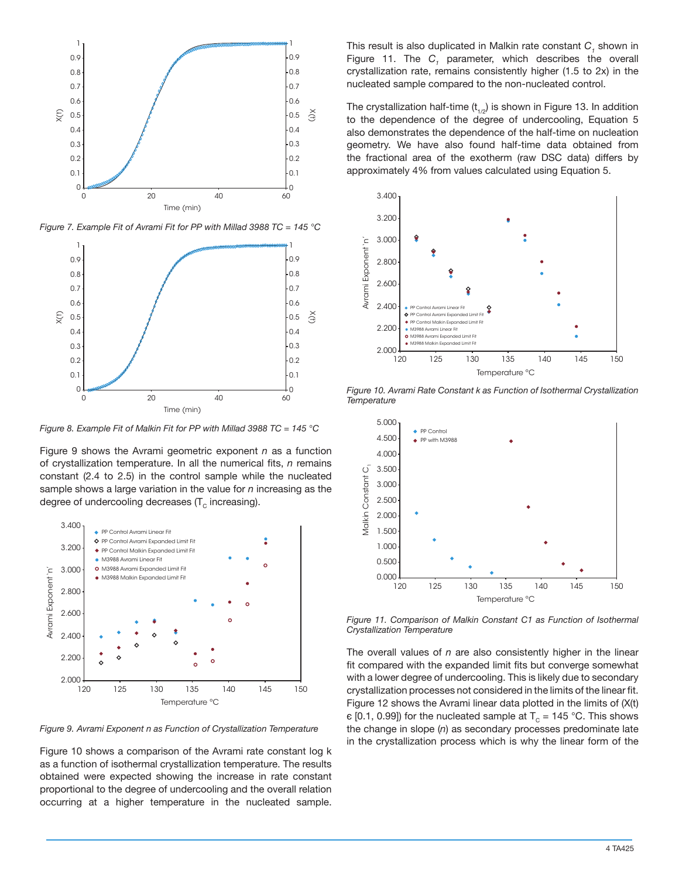1
0.9
0.8
0.7
0.6
0.5
0.4
0.3
0.2
0.1
0

X(t)

X(t)

0 20 40 60

Time (min)

*Figure 7. Example Fit of Avrami Fit for PP with Millad 3988 TC = 145 °C*

1
0.9
0.8
0.7
0.6
0.5
0.4
0.3
0.2
0.1
0

X(t)

X(t)

0 20 40 60

Time (min)

*Figure 8. Example Fit of Malkin Fit for PP with Millad 3988 TC = 145 °C*

Figure 9 shows the Avrami geometric exponent *n* as a function of crystallization temperature. In all the numerical fits, *n* remains constant (2.4 to 2.5) in the control sample while the nucleated sample shows a large variation in the value for *n* increasing as the degree of undercooling decreases ($T_C$ increasing).

3.400
3.200
3.000
2.800
2.600
2.400
2.200
2.000

Avrami Exponent 'n'

PP Control Avrami Linear Fit
PP Control Avrami Expanded Limit Fit
PP Control Malkin Expanded Limit Fit
M3988 Avrami Linear Fit
M3988 Avrami Expanded Limit Fit
M3988 Malkin Expanded Limit Fit

120 125 130 135 140 145 150

Temperature °C

*Figure 9. Avrami Exponent n as Function of Crystallization Temperature*

Figure 10 shows a comparison of the Avrami rate constant log k as a function of isothermal crystallization temperature. The results obtained were expected showing the increase in rate constant proportional to the degree of undercooling and the overall relation occurring at a higher temperature in the nucleated sample.

This result is also duplicated in Malkin rate constant $C_1$ shown in Figure 11. The $C_1$ parameter, which describes the overall crystallization rate, remains consistently higher (1.5 to 2x) in the nucleated sample compared to the non-nucleated control.

The crystallization half-time ($t_{1/2}$) is shown in Figure 13. In addition to the dependence of the degree of undercooling, Equation 5 also demonstrates the dependence of the half-time on nucleation geometry. We have also found half-time data obtained from the fractional area of the exotherm (raw DSC data) differs by approximately 4% from values calculated using Equation 5.

3.400
3.200
3.000
2.800
2.600
2.400
2.200
2.000

Avrami Exponent 'n'

PP Control Avrami Linear Fit
PP Control Avrami Expanded Limit Fit
PP Control Malkin Expanded Limit Fit
M3988 Avrami Linear Fit
M3988 Avrami Expanded Limit Fit
M3988 Malkin Expanded Limit Fit

120 125 130 135 140 145 150

Temperature °C

*Figure 10. Avrami Rate Constant k as Function of Isothermal Crystallization Temperature*

5.000
4.500
4.000
3.500
3.000
2.500
2.000
1.500
1.000
0.500
0.000

Malkin Constant $C_1$

PP Control
PP with M3988

120 125 130 135 140 145 150

Temperature °C

*Figure 11. Comparison of Malkin Constant C1 as Function of Isothermal Crystallization Temperature*

The overall values of *n* are also consistently higher in the linear fit compared with the expanded limit fits but converge somewhat with a lower degree of undercooling. This is likely due to secondary crystallization processes not considered in the limits of the linear fit. Figure 12 shows the Avrami linear data plotted in the limits of (X(t) ϵ [0.1, 0.99]) for the nucleated sample at $T_C$ = 145 °C. This shows the change in slope (*n*) as secondary processes predominate late in the crystallization process which is why the linear form of the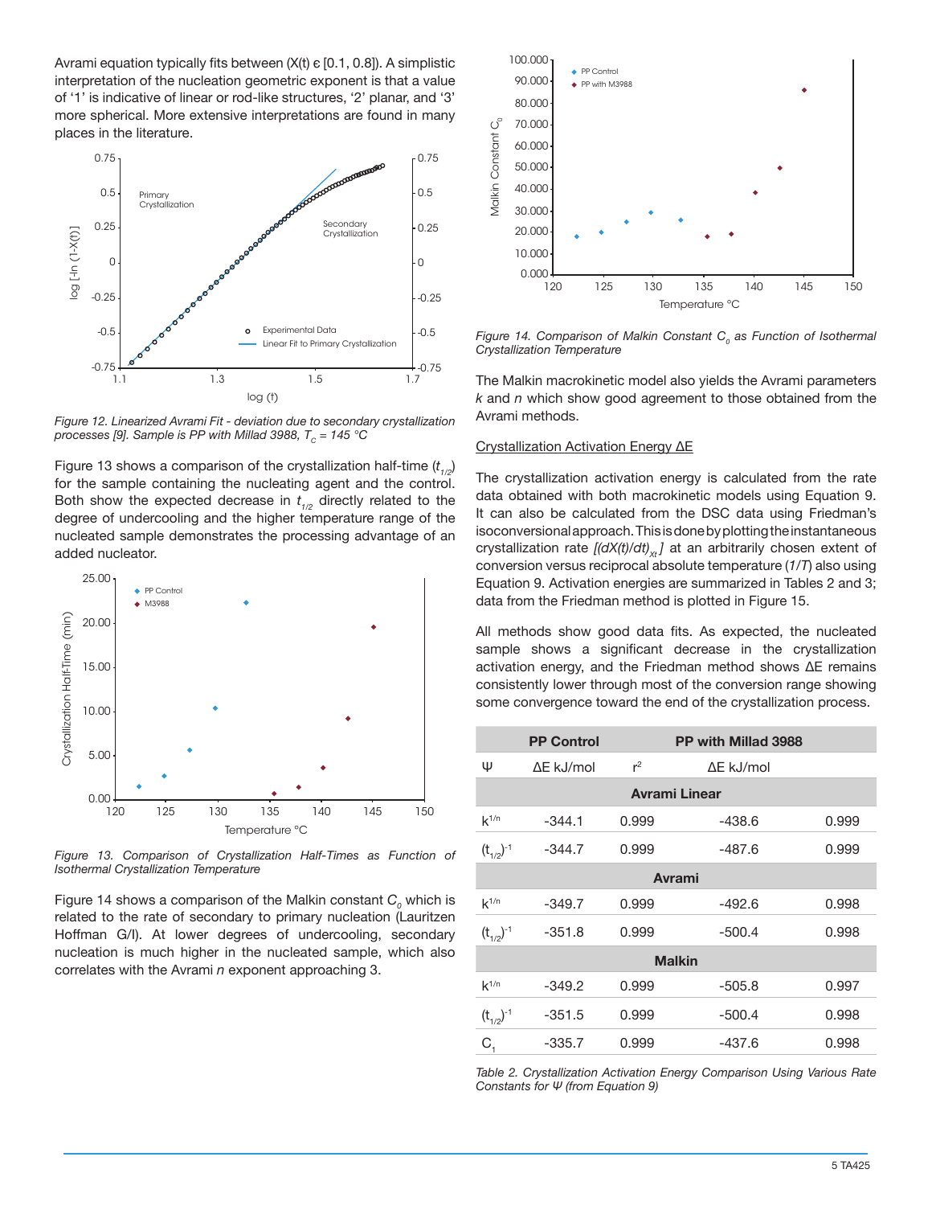Avrami equation typically fits between (X(t) ϵ [0.1, 0.8]). A simplistic interpretation of the nucleation geometric exponent is that a value of '1' is indicative of linear or rod-like structures, '2' planar, and '3' more spherical. More extensive interpretations are found in many places in the literature.

0.75
0.5
0.25
0
-0.25
-0.5
-0.75
1.1
1.3
1.5
1.7
log [-ln (1-X(t)]
log (t)
Primary Crystallization
Secondary Crystallization
Experimental Data
Linear Fit to Primary Crystallization

*Figure 12. Linearized Avrami Fit - deviation due to secondary crystallization processes [9]. Sample is PP with Millad 3988, $T_c$ = 145 °C*

Figure 13 shows a comparison of the crystallization half-time ($t_{1/2}$) for the sample containing the nucleating agent and the control. Both show the expected decrease in $t_{1/2}$ directly related to the degree of undercooling and the higher temperature range of the nucleated sample demonstrates the processing advantage of an added nucleator.

25.00
20.00
15.00
10.00
5.00
0.00
120
125
130
135
140
145
150
Crystallization Half-Time (min)
Temperature °C
PP Control
M3988

*Figure 13. Comparison of Crystallization Half-Times as Function of Isothermal Crystallization Temperature*

Figure 14 shows a comparison of the Malkin constant $C_0$ which is related to the rate of secondary to primary nucleation (Lauritzen Hoffman G/I). At lower degrees of undercooling, secondary nucleation is much higher in the nucleated sample, which also correlates with the Avrami *n* exponent approaching 3.

100.000
90.000
80.000
70.000
60.000
50.000
40.000
30.000
20.000
10.000
0.000
120
125
130
135
140
145
150
Malkin Constant $C_0$
Temperature °C
PP Control
PP with M3988

*Figure 14. Comparison of Malkin Constant $C_0$ as Function of Isothermal Crystallization Temperature*

The Malkin macrokinetic model also yields the Avrami parameters *k* and *n* which show good agreement to those obtained from the Avrami methods.

## Crystallization Activation Energy ΔE

The crystallization activation energy is calculated from the rate data obtained with both macrokinetic models using Equation 9. It can also be calculated from the DSC data using Friedman's isoconversional approach. This is done by plotting the instantaneous crystallization rate $[(dX(t)/dt)_{Xt}]$ at an arbitrarily chosen extent of conversion versus reciprocal absolute temperature (*1/T*) also using Equation 9. Activation energies are summarized in Tables 2 and 3; data from the Friedman method is plotted in Figure 15.

All methods show good data fits. As expected, the nucleated sample shows a significant decrease in the crystallization activation energy, and the Friedman method shows ΔE remains consistently lower through most of the conversion range showing some convergence toward the end of the crystallization process.

| | PP Control | | PP with Millad 3988 | |
|---|---|---|---|---|
| Ψ | ΔE kJ/mol | $r^2$ | ΔE kJ/mol | |
| | | **Avrami Linear** | | |
| $k^{1/n}$ | -344.1 | 0.999 | -438.6 | 0.999 |
| $(t_{1/2})^{-1}$ | -344.7 | 0.999 | -487.6 | 0.999 |
| | | **Avrami** | | |
| $k^{1/n}$ | -349.7 | 0.999 | -492.6 | 0.998 |
| $(t_{1/2})^{-1}$ | -351.8 | 0.999 | -500.4 | 0.998 |
| | | **Malkin** | | |
| $k^{1/n}$ | -349.2 | 0.999 | -505.8 | 0.997 |
| $(t_{1/2})^{-1}$ | -351.5 | 0.999 | -500.4 | 0.998 |
| $C_1$ | -335.7 | 0.999 | -437.6 | 0.998 |

*Table 2. Crystallization Activation Energy Comparison Using Various Rate Constants for Ψ (from Equation 9)*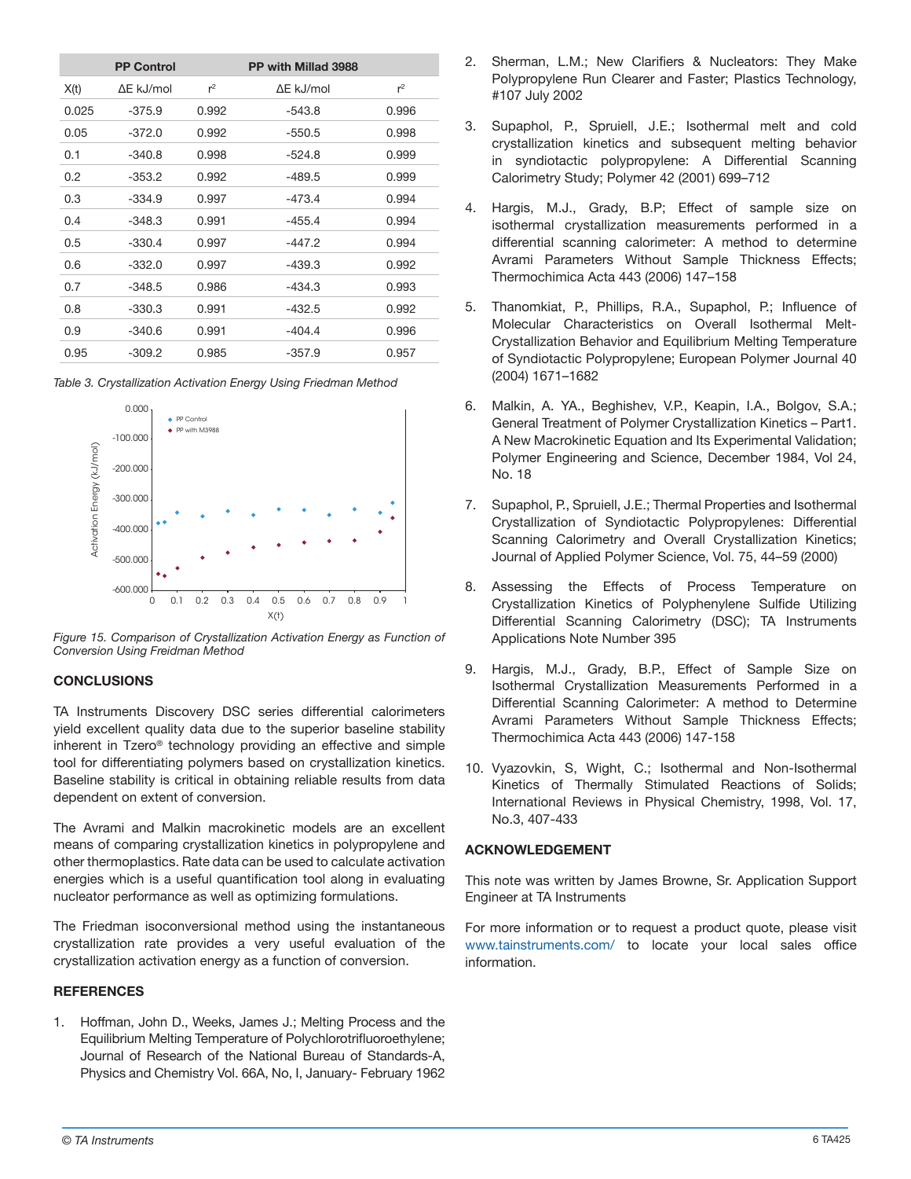| | PP Control | | PP with Millad 3988 | |
|---|---|---|---|---|
| X(t) | ΔE kJ/mol | $r^2$ | ΔE kJ/mol | $r^2$ |
| 0.025 | -375.9 | 0.992 | -543.8 | 0.996 |
| 0.05 | -372.0 | 0.992 | -550.5 | 0.998 |
| 0.1 | -340.8 | 0.998 | -524.8 | 0.999 |
| 0.2 | -353.2 | 0.992 | -489.5 | 0.999 |
| 0.3 | -334.9 | 0.997 | -473.4 | 0.994 |
| 0.4 | -348.3 | 0.991 | -455.4 | 0.994 |
| 0.5 | -330.4 | 0.997 | -447.2 | 0.994 |
| 0.6 | -332.0 | 0.997 | -439.3 | 0.992 |
| 0.7 | -348.5 | 0.986 | -434.3 | 0.993 |
| 0.8 | -330.3 | 0.991 | -432.5 | 0.992 |
| 0.9 | -340.6 | 0.991 | -404.4 | 0.996 |
| 0.95 | -309.2 | 0.985 | -357.9 | 0.957 |

*Table 3. Crystallization Activation Energy Using Friedman Method*

0.000
-100.000
-200.000
-300.000
-400.000
-500.000
-600.000
Activation Energy (kJ/mol)
PP Control
PP with M3988
0 0.1 0.2 0.3 0.4 0.5 0.6 0.7 0.8 0.9 1
X(t)

*Figure 15. Comparison of Crystallization Activation Energy as Function of Conversion Using Freidman Method*

## CONCLUSIONS

TA Instruments Discovery DSC series differential calorimeters yield excellent quality data due to the superior baseline stability inherent in Tzero® technology providing an effective and simple tool for differentiating polymers based on crystallization kinetics. Baseline stability is critical in obtaining reliable results from data dependent on extent of conversion.

The Avrami and Malkin macrokinetic models are an excellent means of comparing crystallization kinetics in polypropylene and other thermoplastics. Rate data can be used to calculate activation energies which is a useful quantification tool along in evaluating nucleator performance as well as optimizing formulations.

The Friedman isoconversional method using the instantaneous crystallization rate provides a very useful evaluation of the crystallization activation energy as a function of conversion.

## REFERENCES

1. Hoffman, John D., Weeks, James J.; Melting Process and the Equilibrium Melting Temperature of Polychlorotrifluoroethylene; Journal of Research of the National Bureau of Standards-A, Physics and Chemistry Vol. 66A, No, I, January- February 1962
2. Sherman, L.M.; New Clarifiers & Nucleators: They Make Polypropylene Run Clearer and Faster; Plastics Technology, #107 July 2002
3. Supaphol, P., Spruiell, J.E.; Isothermal melt and cold crystallization kinetics and subsequent melting behavior in syndiotactic polypropylene: A Differential Scanning Calorimetry Study; Polymer 42 (2001) 699–712
4. Hargis, M.J., Grady, B.P; Effect of sample size on isothermal crystallization measurements performed in a differential scanning calorimeter: A method to determine Avrami Parameters Without Sample Thickness Effects; Thermochimica Acta 443 (2006) 147–158
5. Thanomkiat, P., Phillips, R.A., Supaphol, P.; Influence of Molecular Characteristics on Overall Isothermal Melt-Crystallization Behavior and Equilibrium Melting Temperature of Syndiotactic Polypropylene; European Polymer Journal 40 (2004) 1671–1682
6. Malkin, A. YA., Beghishev, V.P., Keapin, I.A., Bolgov, S.A.; General Treatment of Polymer Crystallization Kinetics – Part1. A New Macrokinetic Equation and Its Experimental Validation; Polymer Engineering and Science, December 1984, Vol 24, No. 18
7. Supaphol, P., Spruiell, J.E.; Thermal Properties and Isothermal Crystallization of Syndiotactic Polypropylenes: Differential Scanning Calorimetry and Overall Crystallization Kinetics; Journal of Applied Polymer Science, Vol. 75, 44–59 (2000)
8. Assessing the Effects of Process Temperature on Crystallization Kinetics of Polyphenylene Sulfide Utilizing Differential Scanning Calorimetry (DSC); TA Instruments Applications Note Number 395
9. Hargis, M.J., Grady, B.P., Effect of Sample Size on Isothermal Crystallization Measurements Performed in a Differential Scanning Calorimeter: A method to Determine Avrami Parameters Without Sample Thickness Effects; Thermochimica Acta 443 (2006) 147-158
10. Vyazovkin, S, Wight, C.; Isothermal and Non-Isothermal Kinetics of Thermally Stimulated Reactions of Solids; International Reviews in Physical Chemistry, 1998, Vol. 17, No.3, 407-433

## ACKNOWLEDGEMENT

This note was written by James Browne, Sr. Application Support Engineer at TA Instruments

For more information or to request a product quote, please visit www.tainstruments.com/ to locate your local sales office information.